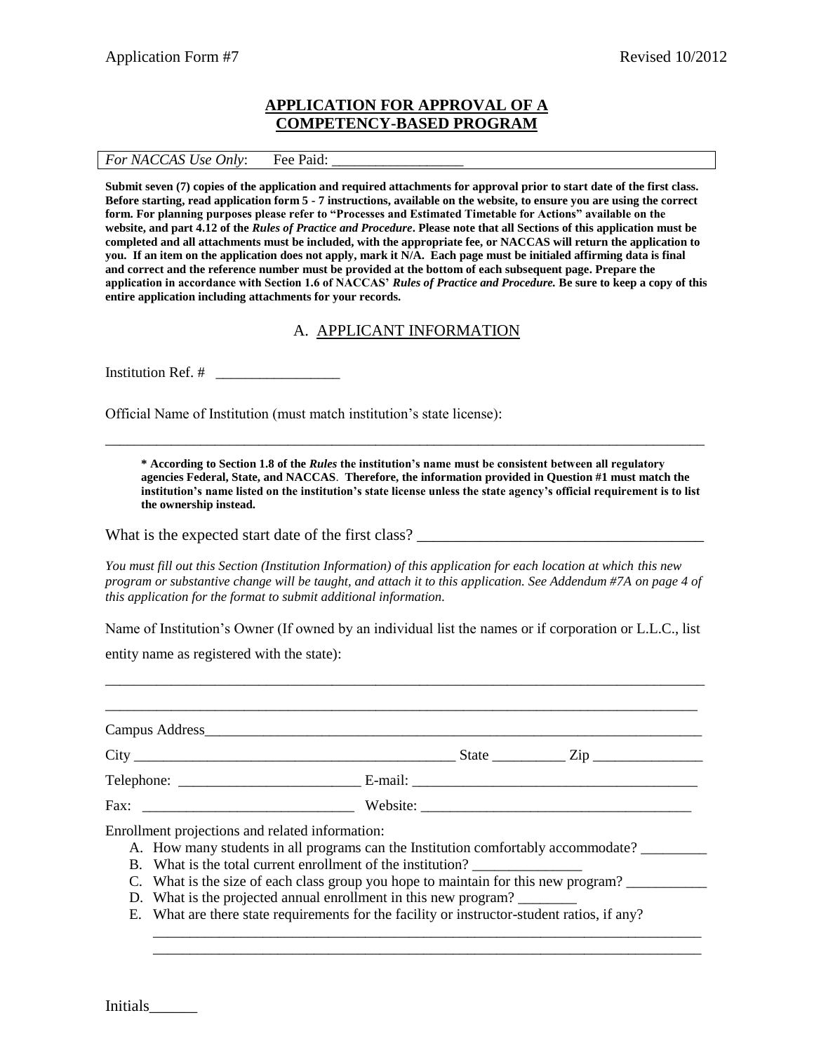Application Form #7 Revised 10/2012

# APPLICATION FOR APPROVAL OF A COMPETENCY-BASED PROGRAM

*For NACCAS Use Only*: Fee Paid: _________________

**Submit seven (7) copies of the application and required attachments for approval prior to start date of the first class. Before starting, read application form 5 - 7 instructions, available on the website, to ensure you are using the correct form. For planning purposes please refer to "Processes and Estimated Timetable for Actions" available on the website, and part 4.12 of the *Rules of Practice and Procedure*. Please note that all Sections of this application must be completed and all attachments must be included, with the appropriate fee, or NACCAS will return the application to you. If an item on the application does not apply, mark it N/A. Each page must be initialed affirming data is final and correct and the reference number must be provided at the bottom of each subsequent page. Prepare the application in accordance with Section 1.6 of NACCAS' *Rules of Practice and Procedure.* Be sure to keep a copy of this entire application including attachments for your records.**

## A. APPLICANT INFORMATION

Institution Ref. # ________________

Official Name of Institution (must match institution's state license):

_________________________________________________________________________________

**\* According to Section 1.8 of the *Rules* the institution's name must be consistent between all regulatory agencies Federal, State, and NACCAS. Therefore, the information provided in Question #1 must match the institution's name listed on the institution's state license unless the state agency's official requirement is to list the ownership instead.**

What is the expected start date of the first class? ___________________________________

*You must fill out this Section (Institution Information) of this application for each location at which this new program or substantive change will be taught, and attach it to this application. See Addendum #7A on page 4 of this application for the format to submit additional information.*

Name of Institution's Owner (If owned by an individual list the names or if corporation or L.L.C., list entity name as registered with the state):

_________________________________________________________________________________

_________________________________________________________________________________

Campus Address_____________________________________________________________________

City ___________________________________________ State __________ Zip _______________

Telephone: ________________________ E-mail: _____________________________________

Fax: ___________________________ Website: ___________________________________

Enrollment projections and related information:

A. How many students in all programs can the Institution comfortably accommodate? _________
B. What is the total current enrollment of the institution? _______________
C. What is the size of each class group you hope to maintain for this new program? ___________
D. What is the projected annual enrollment in this new program? ________
E. What are there state requirements for the facility or instructor-student ratios, if any?

_____________________________________________________________________________

_____________________________________________________________________________

Initials______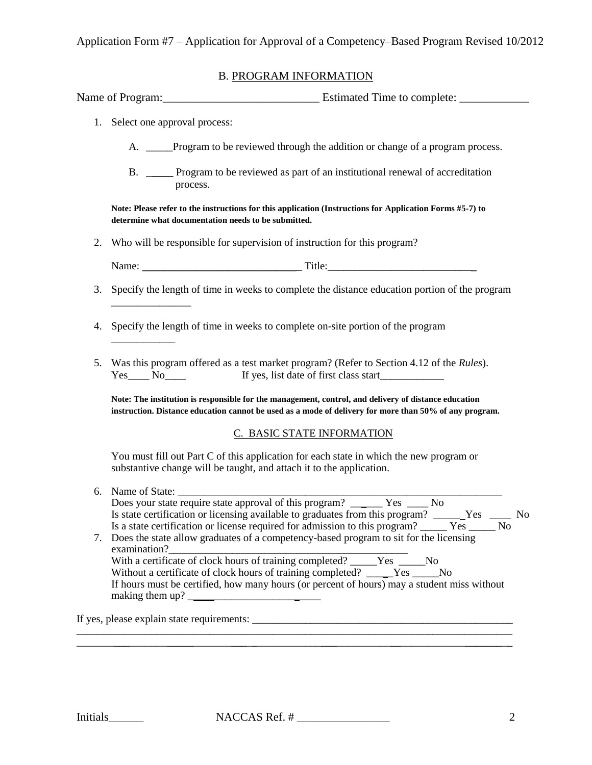## B. PROGRAM INFORMATION

Name of Program:___________________________ Estimated Time to complete: ____________

1. Select one approval process:

   A. _____Program to be reviewed through the addition or change of a program process.

   B. _____ Program to be reviewed as part of an institutional renewal of accreditation process.

   **Note: Please refer to the instructions for this application (Instructions for Application Forms #5-7) to determine what documentation needs to be submitted.**

2. Who will be responsible for supervision of instruction for this program?

   Name: ______________________________ Title:___________________________

3. Specify the length of time in weeks to complete the distance education portion of the program _______________

4. Specify the length of time in weeks to complete on-site portion of the program ____________

5. Was this program offered as a test market program? (Refer to Section 4.12 of the *Rules*).
   Yes____ No____ If yes, list date of first class start____________

   **Note: The institution is responsible for the management, control, and delivery of distance education instruction. Distance education cannot be used as a mode of delivery for more than 50% of any program.**

## C. BASIC STATE INFORMATION

You must fill out Part C of this application for each state in which the new program or substantive change will be taught, and attach it to the application.

6. Name of State: ____________________________________________________________
   Does your state require state approval of this program? _____ Yes ____ No
   Is state certification or licensing available to graduates from this program? _____Yes ____ No
   Is a state certification or license required for admission to this program? _____ Yes _____ No
7. Does the state allow graduates of a competency-based program to sit for the licensing examination?_______________________________________________
   With a certificate of clock hours of training completed? _____Yes _____No
   Without a certificate of clock hours of training completed? _____Yes _____No
   If hours must be certified, how many hours (or percent of hours) may a student miss without making them up? _____________________

If yes, please explain state requirements: ___________________________________________________
_____________________________________________________________________________
_____________________________________________________________________________

Initials______ NACCAS Ref. # ________________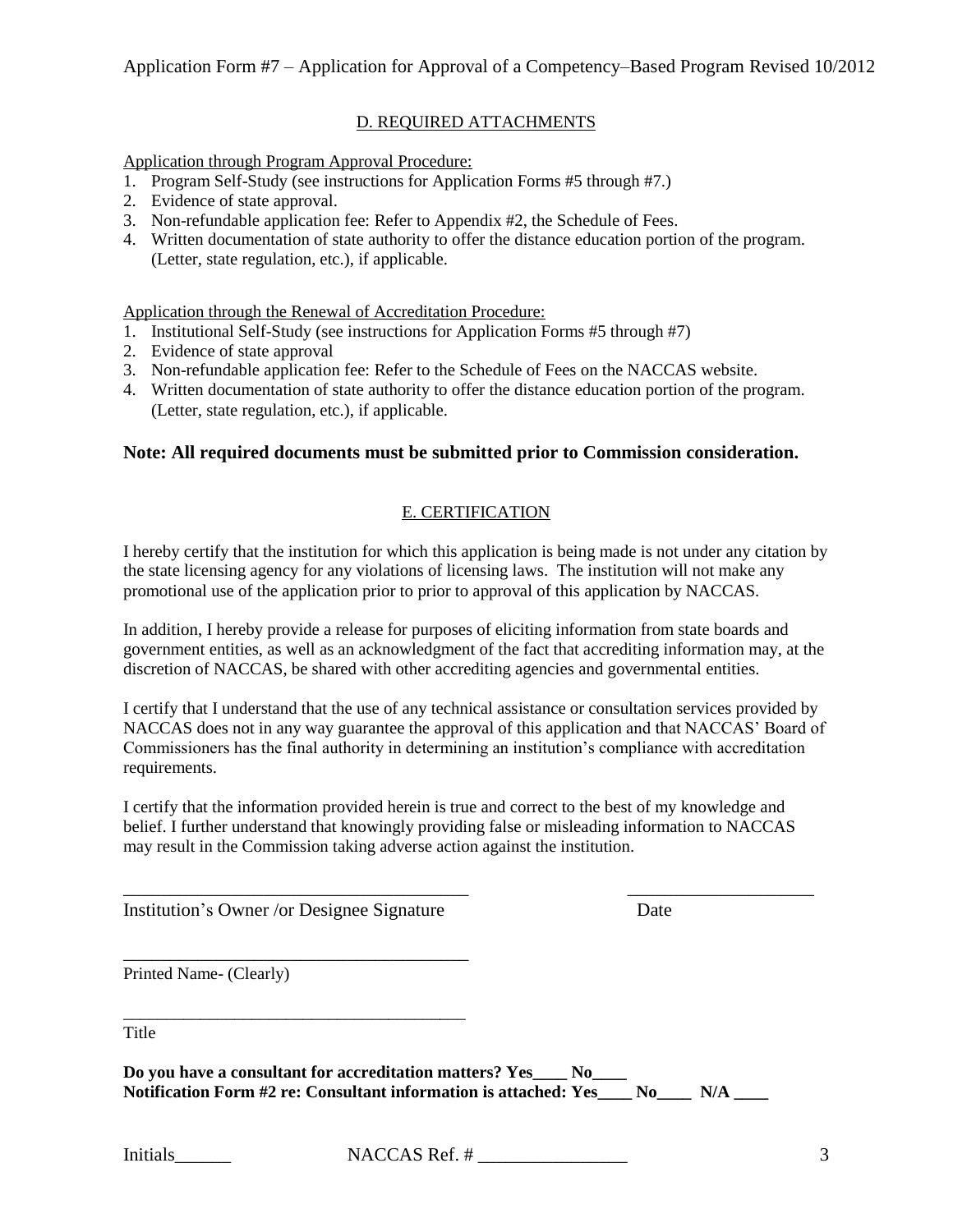## D. REQUIRED ATTACHMENTS

Application through Program Approval Procedure:

1. Program Self-Study (see instructions for Application Forms #5 through #7.)
2. Evidence of state approval.
3. Non-refundable application fee: Refer to Appendix #2, the Schedule of Fees.
4. Written documentation of state authority to offer the distance education portion of the program. (Letter, state regulation, etc.), if applicable.

Application through the Renewal of Accreditation Procedure:

1. Institutional Self-Study (see instructions for Application Forms #5 through #7)
2. Evidence of state approval
3. Non-refundable application fee: Refer to the Schedule of Fees on the NACCAS website.
4. Written documentation of state authority to offer the distance education portion of the program. (Letter, state regulation, etc.), if applicable.

**Note: All required documents must be submitted prior to Commission consideration.**

## E. CERTIFICATION

I hereby certify that the institution for which this application is being made is not under any citation by the state licensing agency for any violations of licensing laws. The institution will not make any promotional use of the application prior to prior to approval of this application by NACCAS.

In addition, I hereby provide a release for purposes of eliciting information from state boards and government entities, as well as an acknowledgment of the fact that accrediting information may, at the discretion of NACCAS, be shared with other accrediting agencies and governmental entities.

I certify that I understand that the use of any technical assistance or consultation services provided by NACCAS does not in any way guarantee the approval of this application and that NACCAS' Board of Commissioners has the final authority in determining an institution's compliance with accreditation requirements.

I certify that the information provided herein is true and correct to the best of my knowledge and belief. I further understand that knowingly providing false or misleading information to NACCAS may result in the Commission taking adverse action against the institution.

_______________________________________ _____________________

Institution's Owner /or Designee Signature Date

_______________________________________

Printed Name- (Clearly)

_______________________________________

Title

**Do you have a consultant for accreditation matters? Yes____ No____**

**Notification Form #2 re: Consultant information is attached: Yes____ No____ N/A ____**

Initials______ NACCAS Ref. # ________________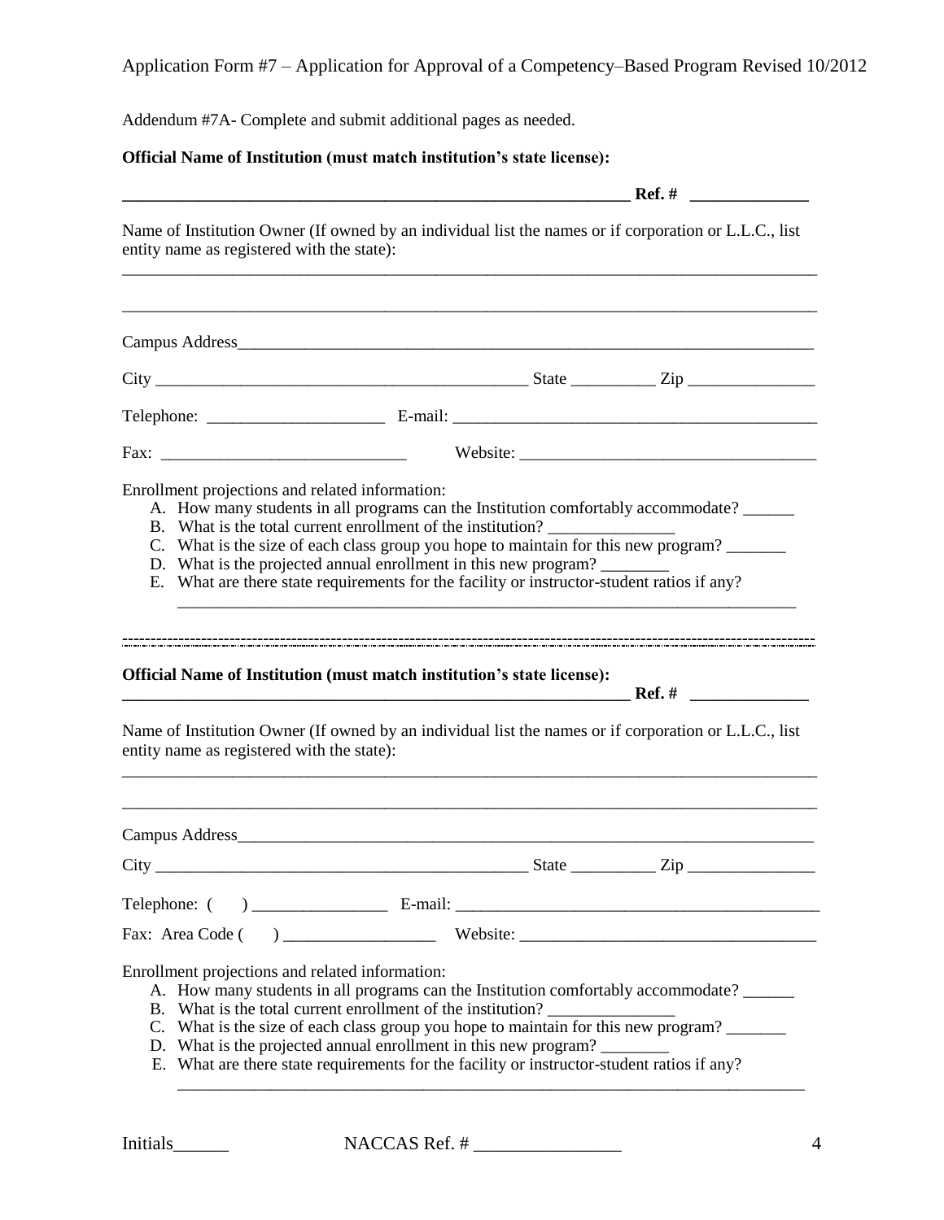Application Form #7 – Application for Approval of a Competency–Based Program Revised 10/2012

Addendum #7A- Complete and submit additional pages as needed.

**Official Name of Institution (must match institution's state license):**

**_______________________________________________________________ Ref. # ______________**

Name of Institution Owner (If owned by an individual list the names or if corporation or L.L.C., list entity name as registered with the state):

_______________________________________________________________________________

_______________________________________________________________________________

Campus Address_________________________________________________________________

City ____________________________________________ State __________ Zip _______________

Telephone: _____________________ E-mail: ____________________________________________

Fax: _____________________________ Website: ___________________________________

Enrollment projections and related information:

A. How many students in all programs can the Institution comfortably accommodate? ______
B. What is the total current enrollment of the institution? _______________
C. What is the size of each class group you hope to maintain for this new program? _______
D. What is the projected annual enrollment in this new program? ________
E. What are there state requirements for the facility or instructor-student ratios if any?
   ___________________________________________________________________________

---

**Official Name of Institution (must match institution's state license):**

**_______________________________________________________________ Ref. # ______________**

Name of Institution Owner (If owned by an individual list the names or if corporation or L.L.C., list entity name as registered with the state):

_______________________________________________________________________________

_______________________________________________________________________________

Campus Address_________________________________________________________________

City ____________________________________________ State __________ Zip _______________

Telephone: (     ) ________________ E-mail: ____________________________________________

Fax: Area Code (     ) _________________ Website: ___________________________________

Enrollment projections and related information:

A. How many students in all programs can the Institution comfortably accommodate? ______
B. What is the total current enrollment of the institution? _______________
C. What is the size of each class group you hope to maintain for this new program? _______
D. What is the projected annual enrollment in this new program? ________
E. What are there state requirements for the facility or instructor-student ratios if any?
   ___________________________________________________________________________

Initials______ NACCAS Ref. # ________________